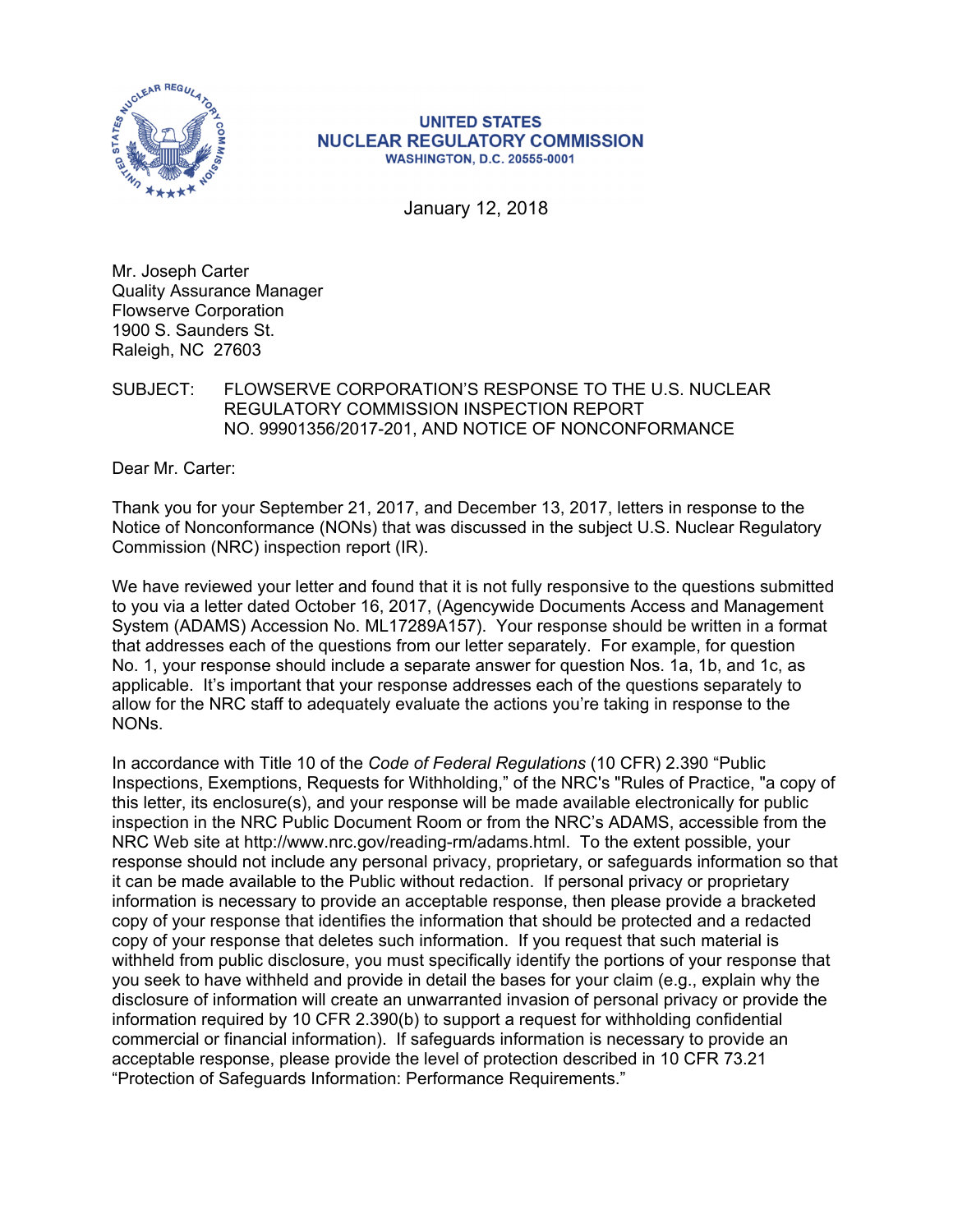**UNITED STATES**
**NUCLEAR REGULATORY COMMISSION**
**WASHINGTON, D.C. 20555-0001**

January 12, 2018

Mr. Joseph Carter
Quality Assurance Manager
Flowserve Corporation
1900 S. Saunders St.
Raleigh, NC 27603

SUBJECT: FLOWSERVE CORPORATION'S RESPONSE TO THE U.S. NUCLEAR REGULATORY COMMISSION INSPECTION REPORT NO. 99901356/2017-201, AND NOTICE OF NONCONFORMANCE

Dear Mr. Carter:

Thank you for your September 21, 2017, and December 13, 2017, letters in response to the Notice of Nonconformance (NONs) that was discussed in the subject U.S. Nuclear Regulatory Commission (NRC) inspection report (IR).

We have reviewed your letter and found that it is not fully responsive to the questions submitted to you via a letter dated October 16, 2017, (Agencywide Documents Access and Management System (ADAMS) Accession No. ML17289A157). Your response should be written in a format that addresses each of the questions from our letter separately. For example, for question No. 1, your response should include a separate answer for question Nos. 1a, 1b, and 1c, as applicable. It's important that your response addresses each of the questions separately to allow for the NRC staff to adequately evaluate the actions you're taking in response to the NONs.

In accordance with Title 10 of the *Code of Federal Regulations* (10 CFR) 2.390 "Public Inspections, Exemptions, Requests for Withholding," of the NRC's "Rules of Practice, "a copy of this letter, its enclosure(s), and your response will be made available electronically for public inspection in the NRC Public Document Room or from the NRC's ADAMS, accessible from the NRC Web site at http://www.nrc.gov/reading-rm/adams.html. To the extent possible, your response should not include any personal privacy, proprietary, or safeguards information so that it can be made available to the Public without redaction. If personal privacy or proprietary information is necessary to provide an acceptable response, then please provide a bracketed copy of your response that identifies the information that should be protected and a redacted copy of your response that deletes such information. If you request that such material is withheld from public disclosure, you must specifically identify the portions of your response that you seek to have withheld and provide in detail the bases for your claim (e.g., explain why the disclosure of information will create an unwarranted invasion of personal privacy or provide the information required by 10 CFR 2.390(b) to support a request for withholding confidential commercial or financial information). If safeguards information is necessary to provide an acceptable response, please provide the level of protection described in 10 CFR 73.21 "Protection of Safeguards Information: Performance Requirements."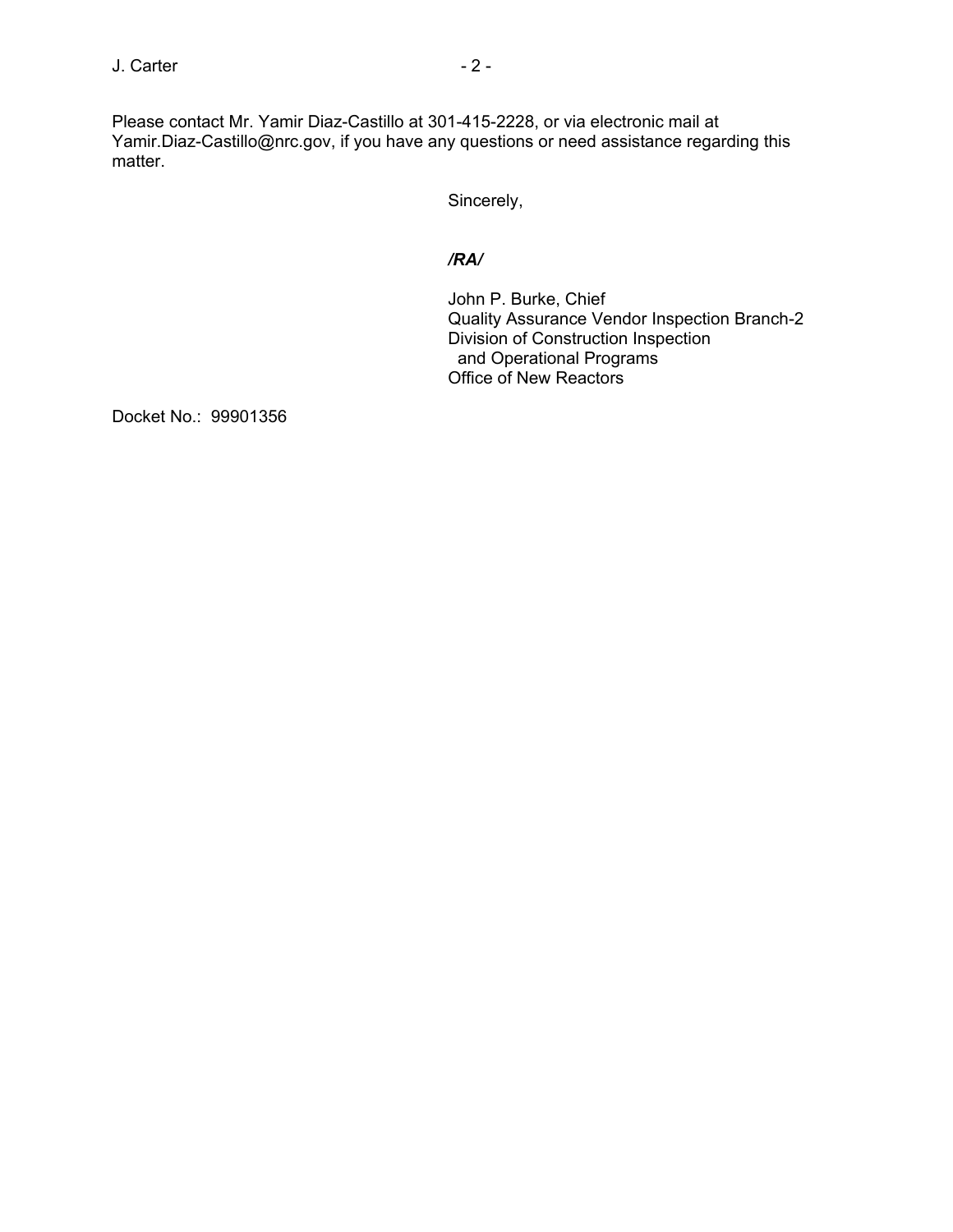Please contact Mr. Yamir Diaz-Castillo at 301-415-2228, or via electronic mail at Yamir.Diaz-Castillo@nrc.gov, if you have any questions or need assistance regarding this matter.

Sincerely,

***/RA/***

John P. Burke, Chief  
Quality Assurance Vendor Inspection Branch-2  
Division of Construction Inspection  
and Operational Programs  
Office of New Reactors

Docket No.: 99901356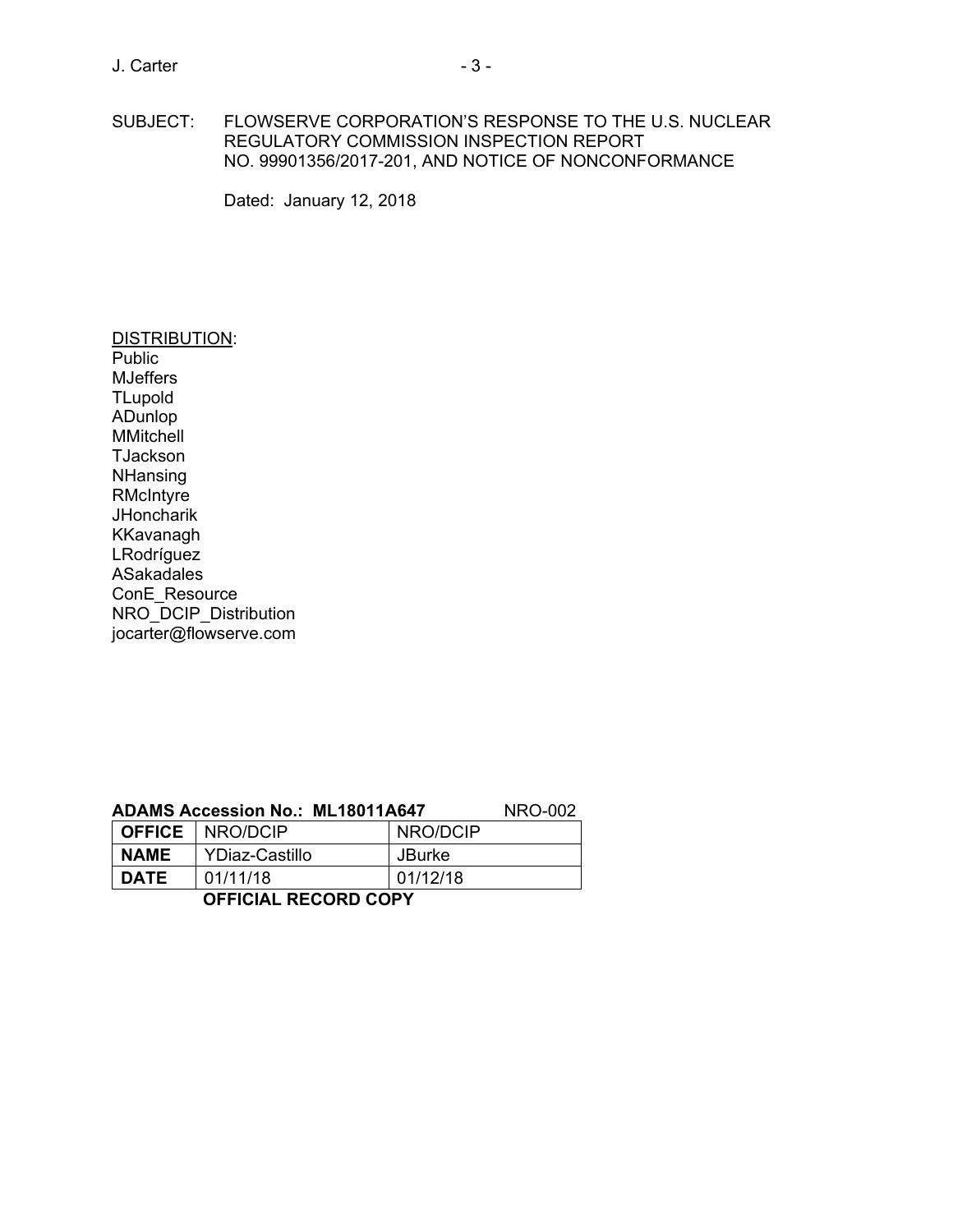SUBJECT: FLOWSERVE CORPORATION'S RESPONSE TO THE U.S. NUCLEAR REGULATORY COMMISSION INSPECTION REPORT NO. 99901356/2017-201, AND NOTICE OF NONCONFORMANCE

Dated: January 12, 2018

DISTRIBUTION:
Public
MJeffers
TLupold
ADunlop
MMitchell
TJackson
NHansing
RMcIntyre
JHoncharik
KKavanagh
LRodríguez
ASakadales
ConE_Resource
NRO_DCIP_Distribution
jocarter@flowserve.com

**ADAMS Accession No.: ML18011A647** NRO-002

| **OFFICE** | NRO/DCIP | NRO/DCIP |
|---|---|---|
| **NAME** | YDiaz-Castillo | JBurke |
| **DATE** | 01/11/18 | 01/12/18 |

**OFFICIAL RECORD COPY**